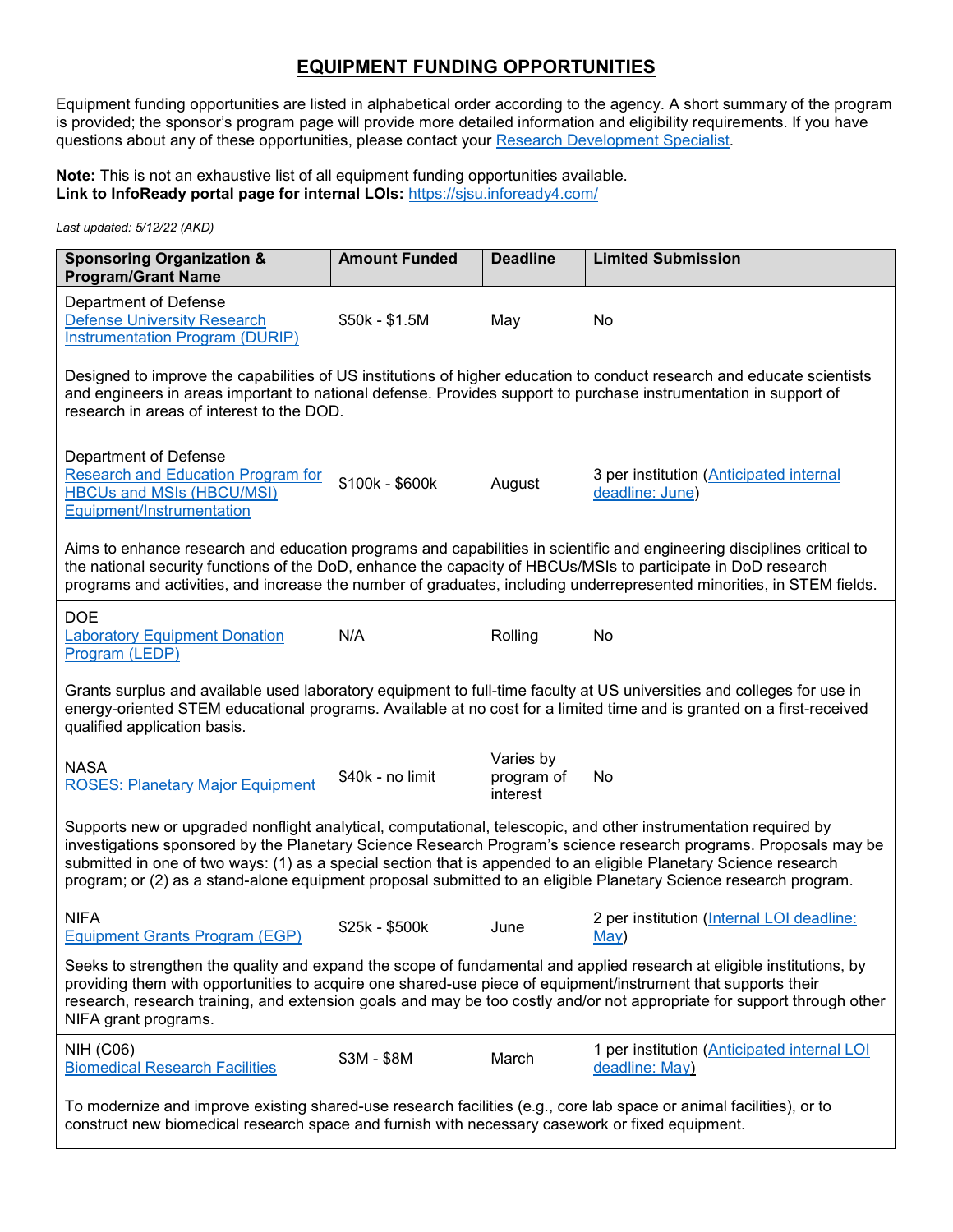# EQUIPMENT FUNDING OPPORTUNITIES

Equipment funding opportunities are listed in alphabetical order according to the agency. A short summary of the program is provided; the sponsor's program page will provide more detailed information and eligibility requirements. If you have questions about any of these opportunities, please contact your Research Development Specialist.

**Note:** This is not an exhaustive list of all equipment funding opportunities available.
**Link to InfoReady portal page for internal LOIs:** https://sjsu.infoready4.com/

*Last updated: 5/12/22 (AKD)*

| Sponsoring Organization & Program/Grant Name | Amount Funded | Deadline | Limited Submission |
|---|---|---|---|
| Department of Defense<br>Defense University Research Instrumentation Program (DURIP) | $50k - $1.5M | May | No |
| Designed to improve the capabilities of US institutions of higher education to conduct research and educate scientists and engineers in areas important to national defense. Provides support to purchase instrumentation in support of research in areas of interest to the DOD. | | | |
| Department of Defense<br>Research and Education Program for HBCUs and MSIs (HBCU/MSI) Equipment/Instrumentation | $100k - $600k | August | 3 per institution (Anticipated internal deadline: June) |
| Aims to enhance research and education programs and capabilities in scientific and engineering disciplines critical to the national security functions of the DoD, enhance the capacity of HBCUs/MSIs to participate in DoD research programs and activities, and increase the number of graduates, including underrepresented minorities, in STEM fields. | | | |
| DOE<br>Laboratory Equipment Donation Program (LEDP) | N/A | Rolling | No |
| Grants surplus and available used laboratory equipment to full-time faculty at US universities and colleges for use in energy-oriented STEM educational programs. Available at no cost for a limited time and is granted on a first-received qualified application basis. | | | |
| NASA<br>ROSES: Planetary Major Equipment | $40k - no limit | Varies by program of interest | No |
| Supports new or upgraded nonflight analytical, computational, telescopic, and other instrumentation required by investigations sponsored by the Planetary Science Research Program's science research programs. Proposals may be submitted in one of two ways: (1) as a special section that is appended to an eligible Planetary Science research program; or (2) as a stand-alone equipment proposal submitted to an eligible Planetary Science research program. | | | |
| NIFA<br>Equipment Grants Program (EGP) | $25k - $500k | June | 2 per institution (Internal LOI deadline: May) |
| Seeks to strengthen the quality and expand the scope of fundamental and applied research at eligible institutions, by providing them with opportunities to acquire one shared-use piece of equipment/instrument that supports their research, research training, and extension goals and may be too costly and/or not appropriate for support through other NIFA grant programs. | | | |
| NIH (C06)<br>Biomedical Research Facilities | $3M - $8M | March | 1 per institution (Anticipated internal LOI deadline: May) |
| To modernize and improve existing shared-use research facilities (e.g., core lab space or animal facilities), or to construct new biomedical research space and furnish with necessary casework or fixed equipment. | | | |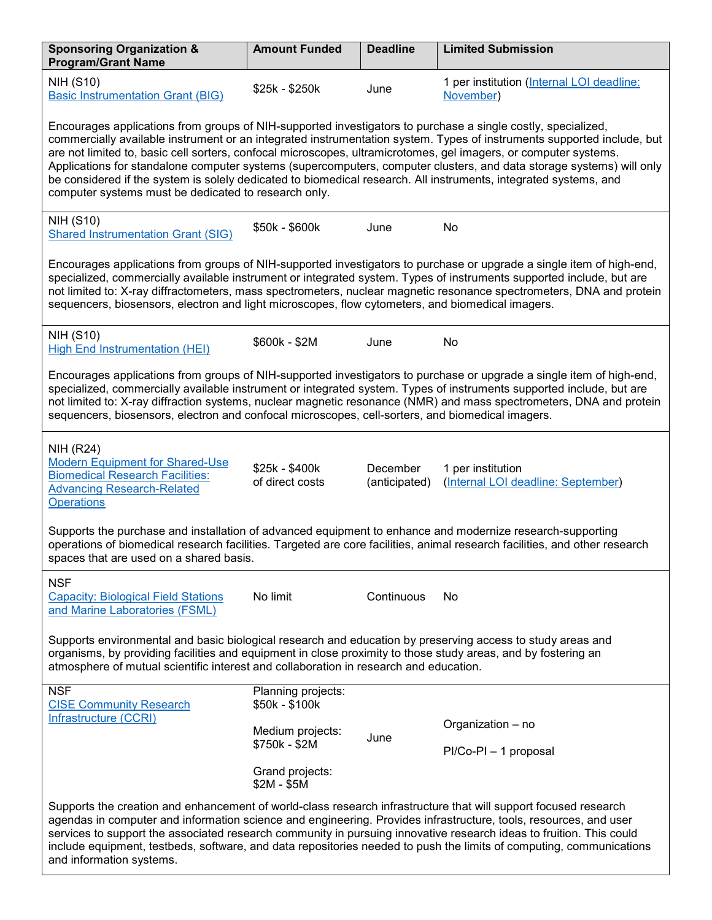| Sponsoring Organization & Program/Grant Name | Amount Funded | Deadline | Limited Submission |
|---|---|---|---|
| NIH (S10) Basic Instrumentation Grant (BIG) | $25k - $250k | June | 1 per institution (Internal LOI deadline: November) |
| Encourages applications from groups of NIH-supported investigators to purchase a single costly, specialized, commercially available instrument or an integrated instrumentation system. Types of instruments supported include, but are not limited to, basic cell sorters, confocal microscopes, ultramicrotomes, gel imagers, or computer systems. Applications for standalone computer systems (supercomputers, computer clusters, and data storage systems) will only be considered if the system is solely dedicated to biomedical research. All instruments, integrated systems, and computer systems must be dedicated to research only. | | | |
| NIH (S10) Shared Instrumentation Grant (SIG) | $50k - $600k | June | No |
| Encourages applications from groups of NIH-supported investigators to purchase or upgrade a single item of high-end, specialized, commercially available instrument or integrated system. Types of instruments supported include, but are not limited to: X-ray diffractometers, mass spectrometers, nuclear magnetic resonance spectrometers, DNA and protein sequencers, biosensors, electron and light microscopes, flow cytometers, and biomedical imagers. | | | |
| NIH (S10) High End Instrumentation (HEI) | $600k - $2M | June | No |
| Encourages applications from groups of NIH-supported investigators to purchase or upgrade a single item of high-end, specialized, commercially available instrument or integrated system. Types of instruments supported include, but are not limited to: X-ray diffraction systems, nuclear magnetic resonance (NMR) and mass spectrometers, DNA and protein sequencers, biosensors, electron and confocal microscopes, cell-sorters, and biomedical imagers. | | | |
| NIH (R24) Modern Equipment for Shared-Use Biomedical Research Facilities: Advancing Research-Related Operations | $25k - $400k of direct costs | December (anticipated) | 1 per institution (Internal LOI deadline: September) |
| Supports the purchase and installation of advanced equipment to enhance and modernize research-supporting operations of biomedical research facilities. Targeted are core facilities, animal research facilities, and other research spaces that are used on a shared basis. | | | |
| NSF Capacity: Biological Field Stations and Marine Laboratories (FSML) | No limit | Continuous | No |
| Supports environmental and basic biological research and education by preserving access to study areas and organisms, by providing facilities and equipment in close proximity to those study areas, and by fostering an atmosphere of mutual scientific interest and collaboration in research and education. | | | |
| NSF CISE Community Research Infrastructure (CCRI) | Planning projects: $50k - $100k<br>Medium projects: $750k - $2M<br>Grand projects: $2M - $5M | June | Organization – no<br>PI/Co-PI – 1 proposal |
| Supports the creation and enhancement of world-class research infrastructure that will support focused research agendas in computer and information science and engineering. Provides infrastructure, tools, resources, and user services to support the associated research community in pursuing innovative research ideas to fruition. This could include equipment, testbeds, software, and data repositories needed to push the limits of computing, communications and information systems. | | | |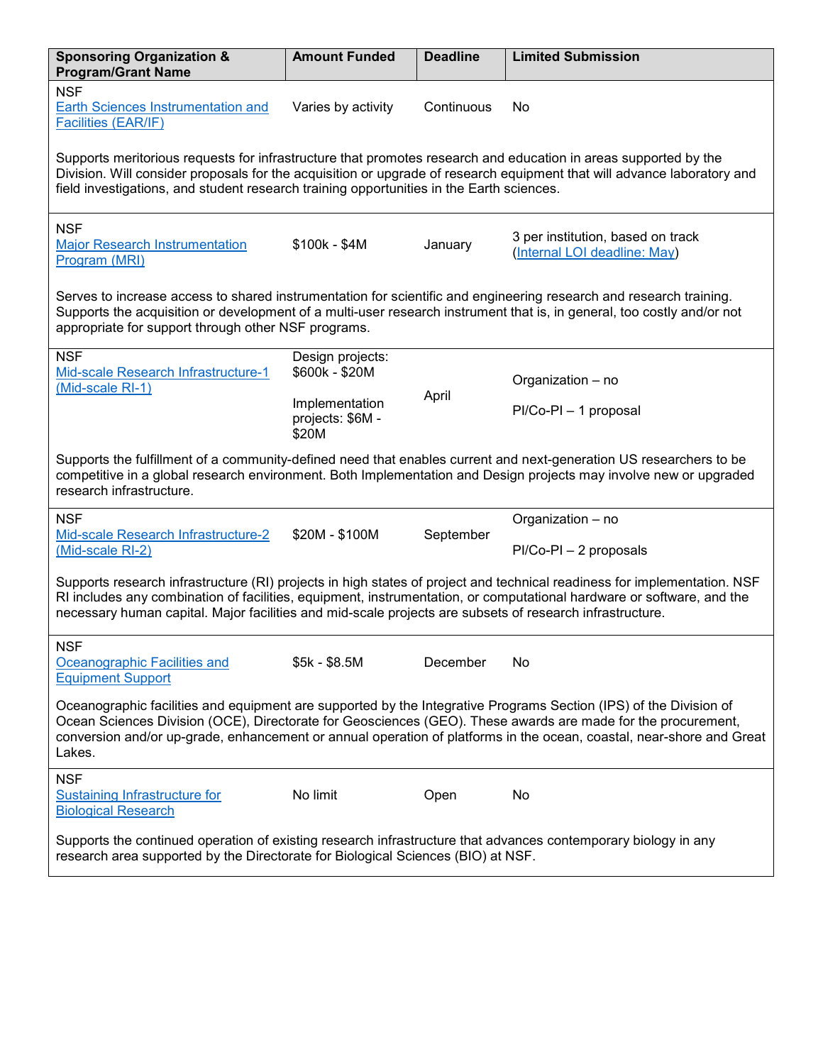| Sponsoring Organization & Program/Grant Name | Amount Funded | Deadline | Limited Submission |
|---|---|---|---|
| NSF<br>Earth Sciences Instrumentation and Facilities (EAR/IF) | Varies by activity | Continuous | No |
| Supports meritorious requests for infrastructure that promotes research and education in areas supported by the Division. Will consider proposals for the acquisition or upgrade of research equipment that will advance laboratory and field investigations, and student research training opportunities in the Earth sciences. | | | |
| NSF<br>Major Research Instrumentation Program (MRI) | $100k - $4M | January | 3 per institution, based on track (Internal LOI deadline: May) |
| Serves to increase access to shared instrumentation for scientific and engineering research and research training. Supports the acquisition or development of a multi-user research instrument that is, in general, too costly and/or not appropriate for support through other NSF programs. | | | |
| NSF<br>Mid-scale Research Infrastructure-1 (Mid-scale RI-1) | Design projects: $600k - $20M<br><br>Implementation projects: $6M - $20M | April | Organization – no<br><br>PI/Co-PI – 1 proposal |
| Supports the fulfillment of a community-defined need that enables current and next-generation US researchers to be competitive in a global research environment. Both Implementation and Design projects may involve new or upgraded research infrastructure. | | | |
| NSF<br>Mid-scale Research Infrastructure-2 (Mid-scale RI-2) | $20M - $100M | September | Organization – no<br><br>PI/Co-PI – 2 proposals |
| Supports research infrastructure (RI) projects in high states of project and technical readiness for implementation. NSF RI includes any combination of facilities, equipment, instrumentation, or computational hardware or software, and the necessary human capital. Major facilities and mid-scale projects are subsets of research infrastructure. | | | |
| NSF<br>Oceanographic Facilities and Equipment Support | $5k - $8.5M | December | No |
| Oceanographic facilities and equipment are supported by the Integrative Programs Section (IPS) of the Division of Ocean Sciences Division (OCE), Directorate for Geosciences (GEO). These awards are made for the procurement, conversion and/or up-grade, enhancement or annual operation of platforms in the ocean, coastal, near-shore and Great Lakes. | | | |
| NSF<br>Sustaining Infrastructure for Biological Research | No limit | Open | No |
| Supports the continued operation of existing research infrastructure that advances contemporary biology in any research area supported by the Directorate for Biological Sciences (BIO) at NSF. | | | |